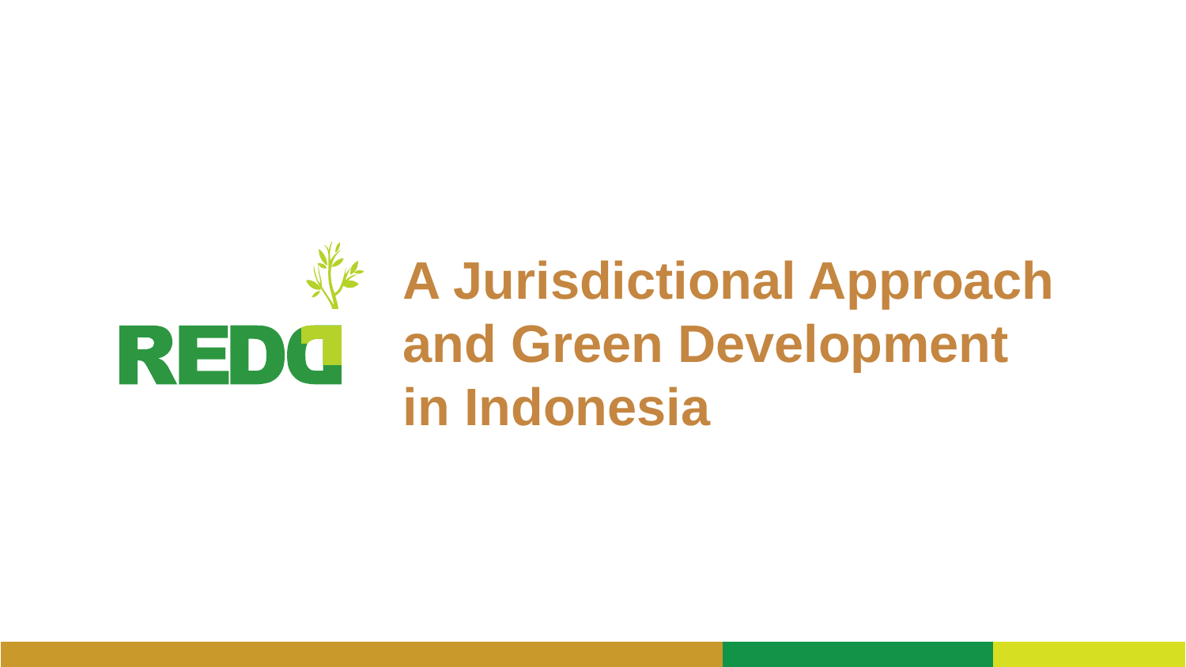REDD

# A Jurisdictional Approach and Green Development in Indonesia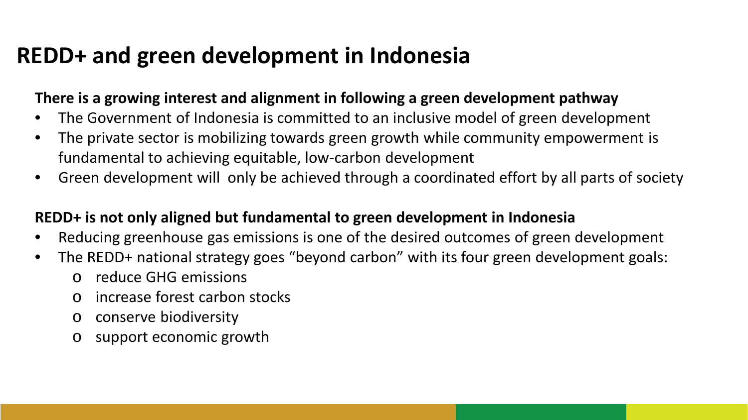# REDD+ and green development in Indonesia

**There is a growing interest and alignment in following a green development pathway**

- The Government of Indonesia is committed to an inclusive model of green development
- The private sector is mobilizing towards green growth while community empowerment is fundamental to achieving equitable, low-carbon development
- Green development will only be achieved through a coordinated effort by all parts of society

**REDD+ is not only aligned but fundamental to green development in Indonesia**

- Reducing greenhouse gas emissions is one of the desired outcomes of green development
- The REDD+ national strategy goes "beyond carbon" with its four green development goals:
  - reduce GHG emissions
  - increase forest carbon stocks
  - conserve biodiversity
  - support economic growth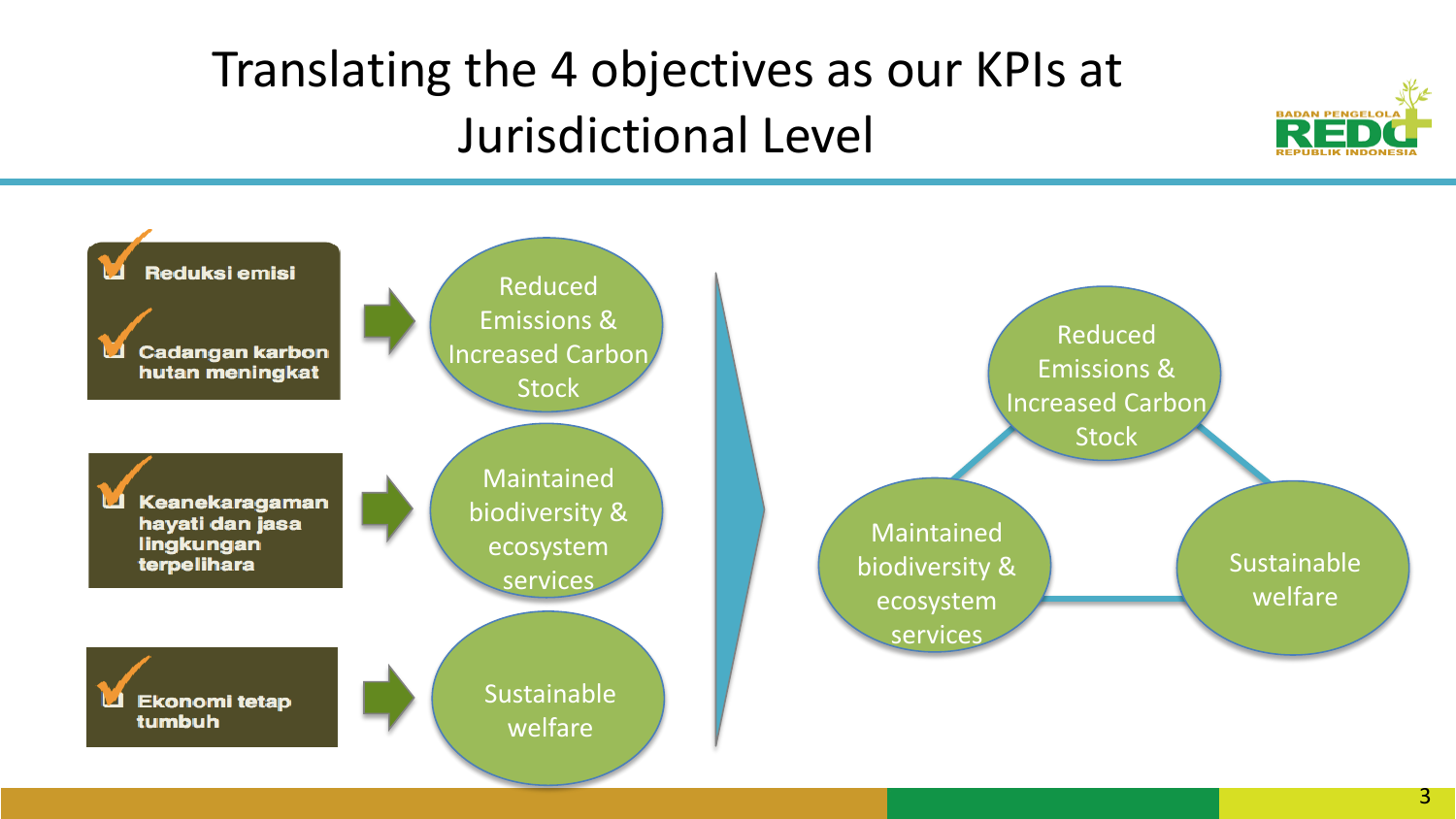# Translating the 4 objectives as our KPIs at Jurisdictional Level

- Reduksi emisi
- Cadangan karbon hutan meningkat

→ Reduced Emissions & Increased Carbon Stock

- Keanekaragaman hayati dan jasa lingkungan terpelihara

→ Maintained biodiversity & ecosystem services

- Ekonomi tetap tumbuh

→ Sustainable welfare

Reduced Emissions & Increased Carbon Stock

Maintained biodiversity & ecosystem services

Sustainable welfare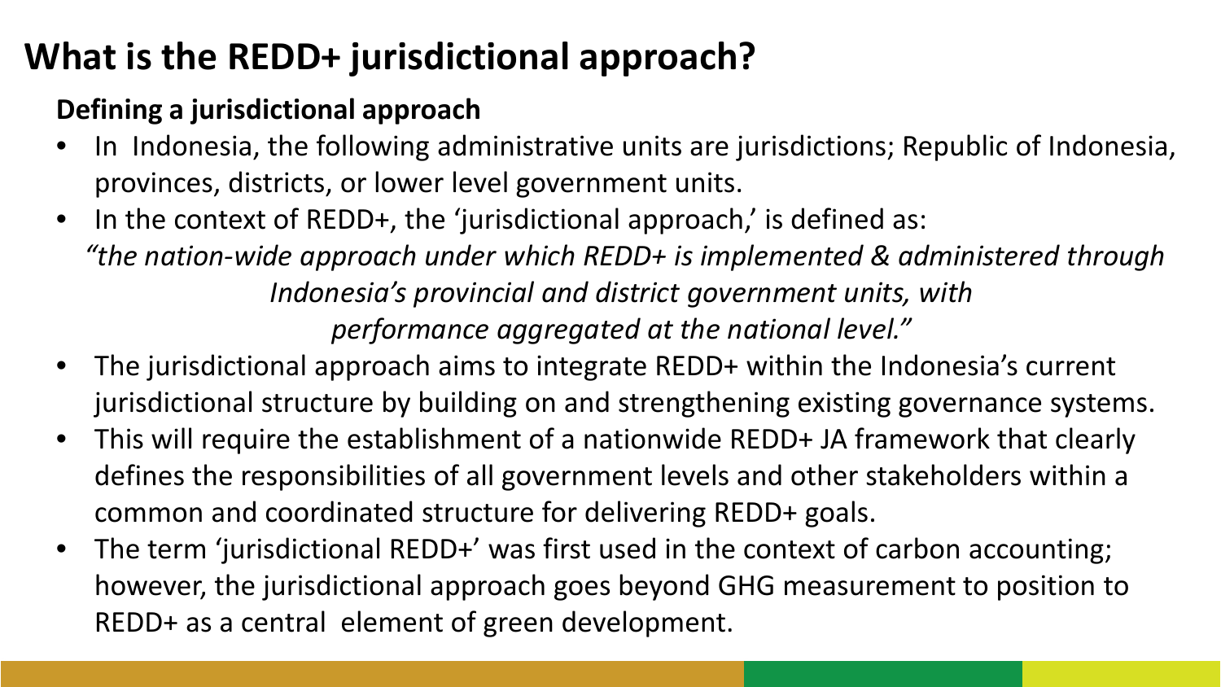# What is the REDD+ jurisdictional approach?

## Defining a jurisdictional approach

- In Indonesia, the following administrative units are jurisdictions; Republic of Indonesia, provinces, districts, or lower level government units.
- In the context of REDD+, the 'jurisdictional approach,' is defined as:

  *"the nation-wide approach under which REDD+ is implemented & administered through Indonesia's provincial and district government units, with performance aggregated at the national level."*

- The jurisdictional approach aims to integrate REDD+ within the Indonesia's current jurisdictional structure by building on and strengthening existing governance systems.
- This will require the establishment of a nationwide REDD+ JA framework that clearly defines the responsibilities of all government levels and other stakeholders within a common and coordinated structure for delivering REDD+ goals.
- The term 'jurisdictional REDD+' was first used in the context of carbon accounting; however, the jurisdictional approach goes beyond GHG measurement to position to REDD+ as a central element of green development.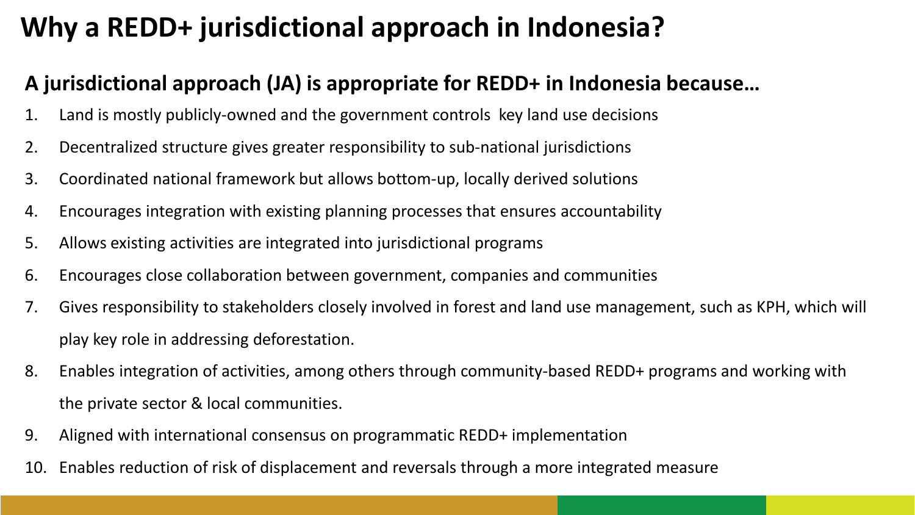# Why a REDD+ jurisdictional approach in Indonesia?

## A jurisdictional approach (JA) is appropriate for REDD+ in Indonesia because…

1. Land is mostly publicly-owned and the government controls key land use decisions
2. Decentralized structure gives greater responsibility to sub-national jurisdictions
3. Coordinated national framework but allows bottom-up, locally derived solutions
4. Encourages integration with existing planning processes that ensures accountability
5. Allows existing activities are integrated into jurisdictional programs
6. Encourages close collaboration between government, companies and communities
7. Gives responsibility to stakeholders closely involved in forest and land use management, such as KPH, which will play key role in addressing deforestation.
8. Enables integration of activities, among others through community-based REDD+ programs and working with the private sector & local communities.
9. Aligned with international consensus on programmatic REDD+ implementation
10. Enables reduction of risk of displacement and reversals through a more integrated measure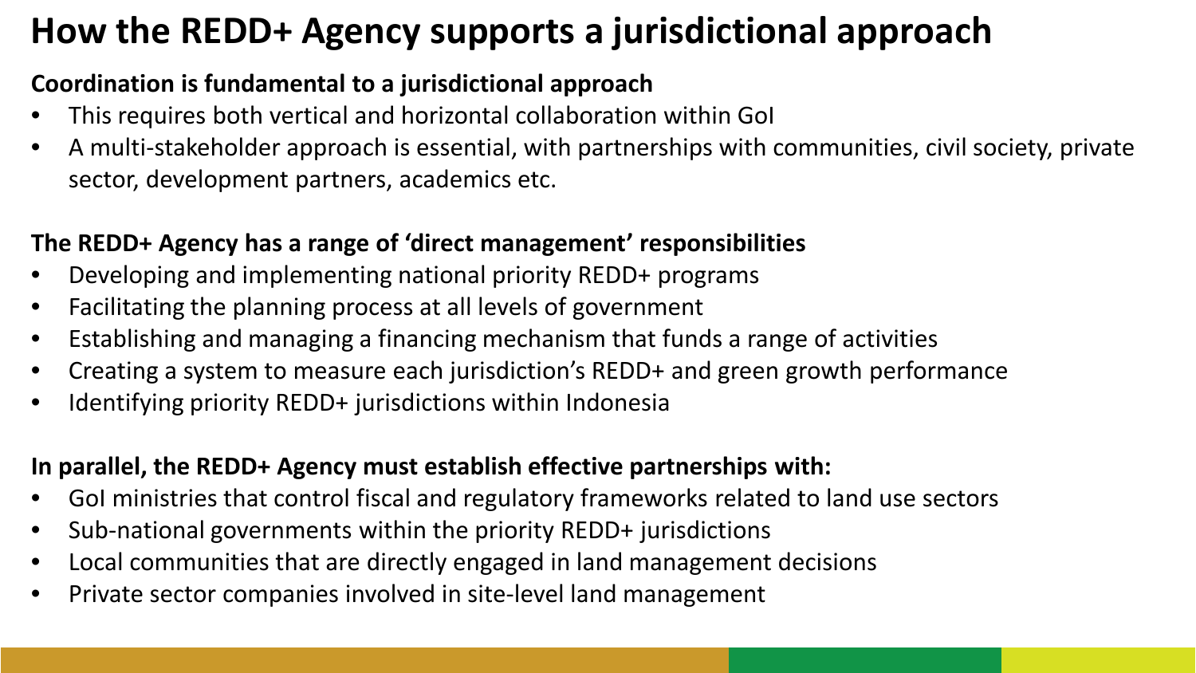# How the REDD+ Agency supports a jurisdictional approach

**Coordination is fundamental to a jurisdictional approach**

- This requires both vertical and horizontal collaboration within GoI
- A multi-stakeholder approach is essential, with partnerships with communities, civil society, private sector, development partners, academics etc.

**The REDD+ Agency has a range of 'direct management' responsibilities**

- Developing and implementing national priority REDD+ programs
- Facilitating the planning process at all levels of government
- Establishing and managing a financing mechanism that funds a range of activities
- Creating a system to measure each jurisdiction's REDD+ and green growth performance
- Identifying priority REDD+ jurisdictions within Indonesia

**In parallel, the REDD+ Agency must establish effective partnerships with:**

- GoI ministries that control fiscal and regulatory frameworks related to land use sectors
- Sub-national governments within the priority REDD+ jurisdictions
- Local communities that are directly engaged in land management decisions
- Private sector companies involved in site-level land management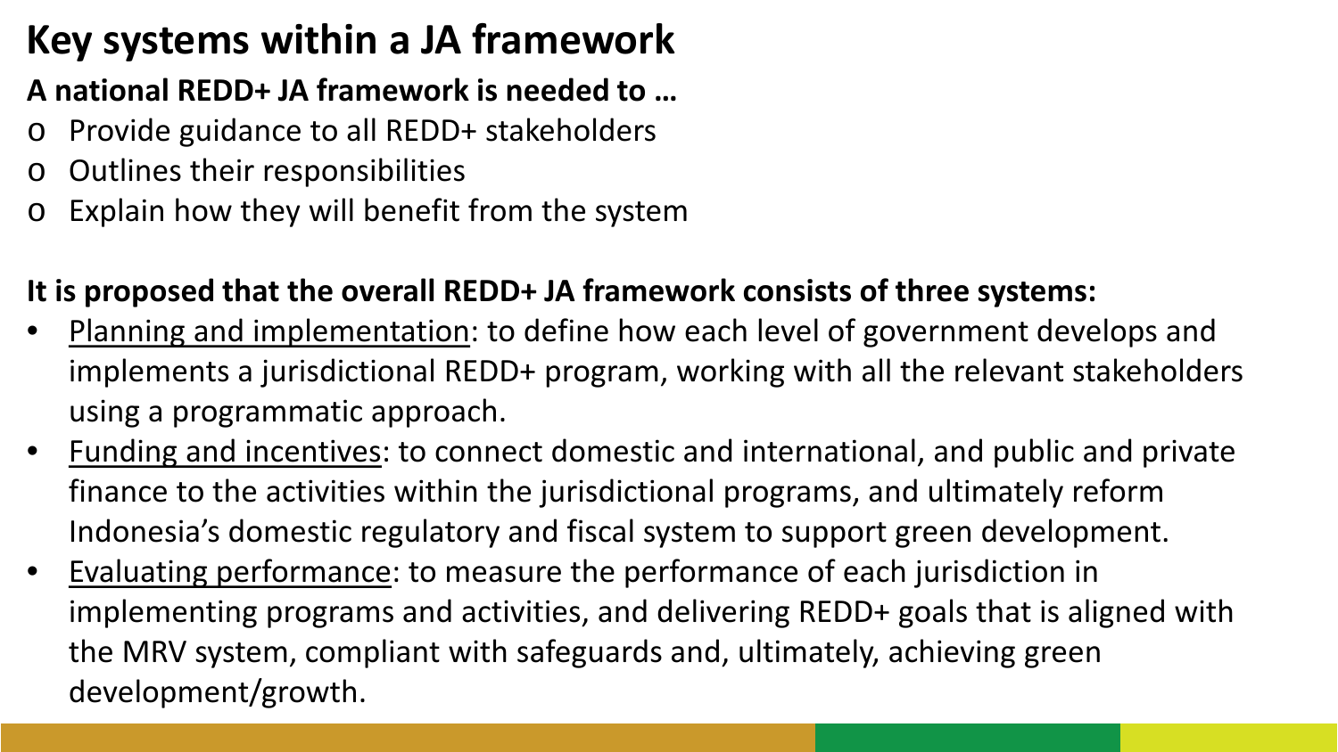# Key systems within a JA framework

**A national REDD+ JA framework is needed to …**

- Provide guidance to all REDD+ stakeholders
- Outlines their responsibilities
- Explain how they will benefit from the system

**It is proposed that the overall REDD+ JA framework consists of three systems:**

- Planning and implementation: to define how each level of government develops and implements a jurisdictional REDD+ program, working with all the relevant stakeholders using a programmatic approach.
- Funding and incentives: to connect domestic and international, and public and private finance to the activities within the jurisdictional programs, and ultimately reform Indonesia's domestic regulatory and fiscal system to support green development.
- Evaluating performance: to measure the performance of each jurisdiction in implementing programs and activities, and delivering REDD+ goals that is aligned with the MRV system, compliant with safeguards and, ultimately, achieving green development/growth.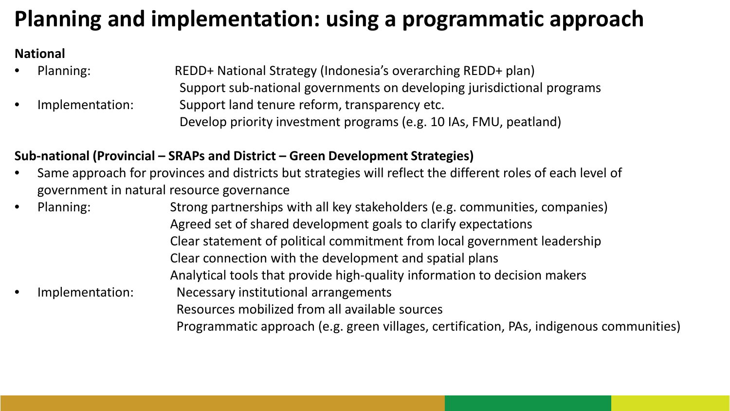# Planning and implementation: using a programmatic approach

**National**

- Planning: REDD+ National Strategy (Indonesia's overarching REDD+ plan)
  Support sub-national governments on developing jurisdictional programs
- Implementation: Support land tenure reform, transparency etc.
  Develop priority investment programs (e.g. 10 IAs, FMU, peatland)

**Sub-national (Provincial – SRAPs and District – Green Development Strategies)**

- Same approach for provinces and districts but strategies will reflect the different roles of each level of government in natural resource governance
- Planning: Strong partnerships with all key stakeholders (e.g. communities, companies)
  Agreed set of shared development goals to clarify expectations
  Clear statement of political commitment from local government leadership
  Clear connection with the development and spatial plans
  Analytical tools that provide high-quality information to decision makers
- Implementation: Necessary institutional arrangements
  Resources mobilized from all available sources
  Programmatic approach (e.g. green villages, certification, PAs, indigenous communities)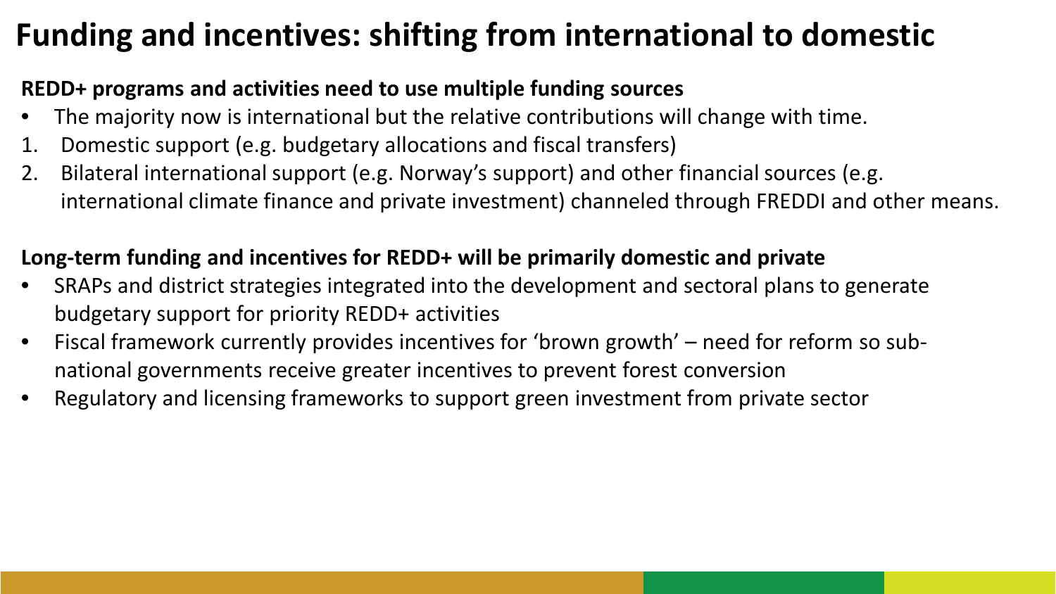# Funding and incentives: shifting from international to domestic

**REDD+ programs and activities need to use multiple funding sources**

- The majority now is international but the relative contributions will change with time.

1. Domestic support (e.g. budgetary allocations and fiscal transfers)
2. Bilateral international support (e.g. Norway's support) and other financial sources (e.g. international climate finance and private investment) channeled through FREDDI and other means.

**Long-term funding and incentives for REDD+ will be primarily domestic and private**

- SRAPs and district strategies integrated into the development and sectoral plans to generate budgetary support for priority REDD+ activities
- Fiscal framework currently provides incentives for 'brown growth' – need for reform so sub-national governments receive greater incentives to prevent forest conversion
- Regulatory and licensing frameworks to support green investment from private sector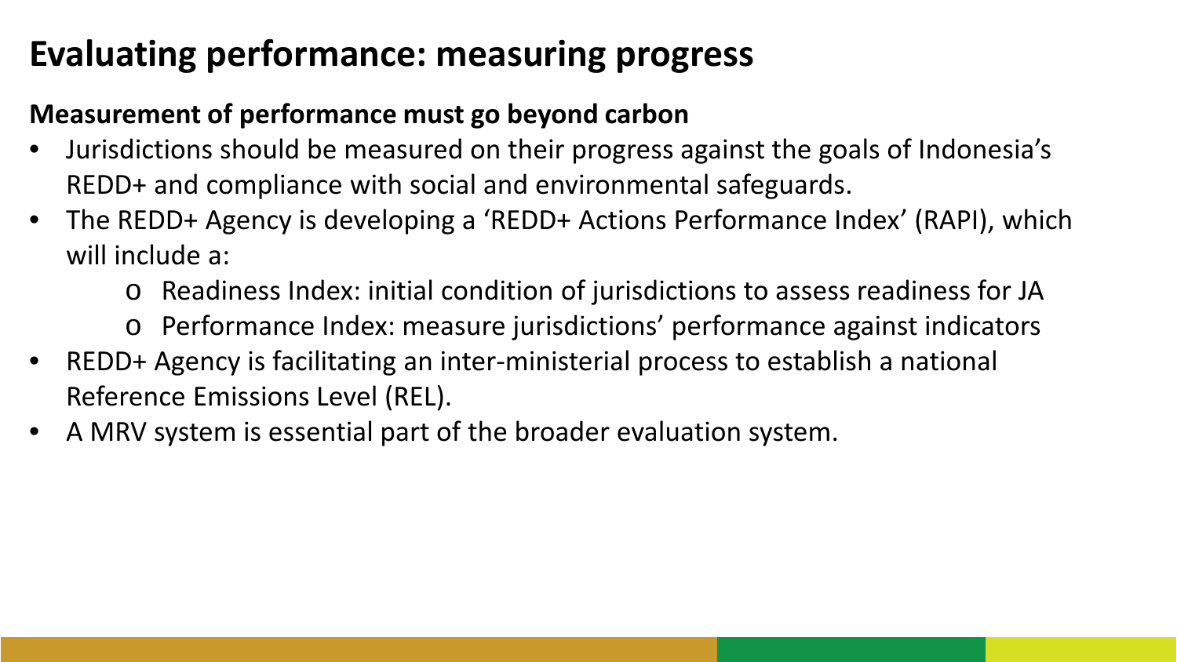# Evaluating performance: measuring progress

**Measurement of performance must go beyond carbon**

- Jurisdictions should be measured on their progress against the goals of Indonesia's REDD+ and compliance with social and environmental safeguards.
- The REDD+ Agency is developing a 'REDD+ Actions Performance Index' (RAPI), which will include a:
    - Readiness Index: initial condition of jurisdictions to assess readiness for JA
    - Performance Index: measure jurisdictions' performance against indicators
- REDD+ Agency is facilitating an inter-ministerial process to establish a national Reference Emissions Level (REL).
- A MRV system is essential part of the broader evaluation system.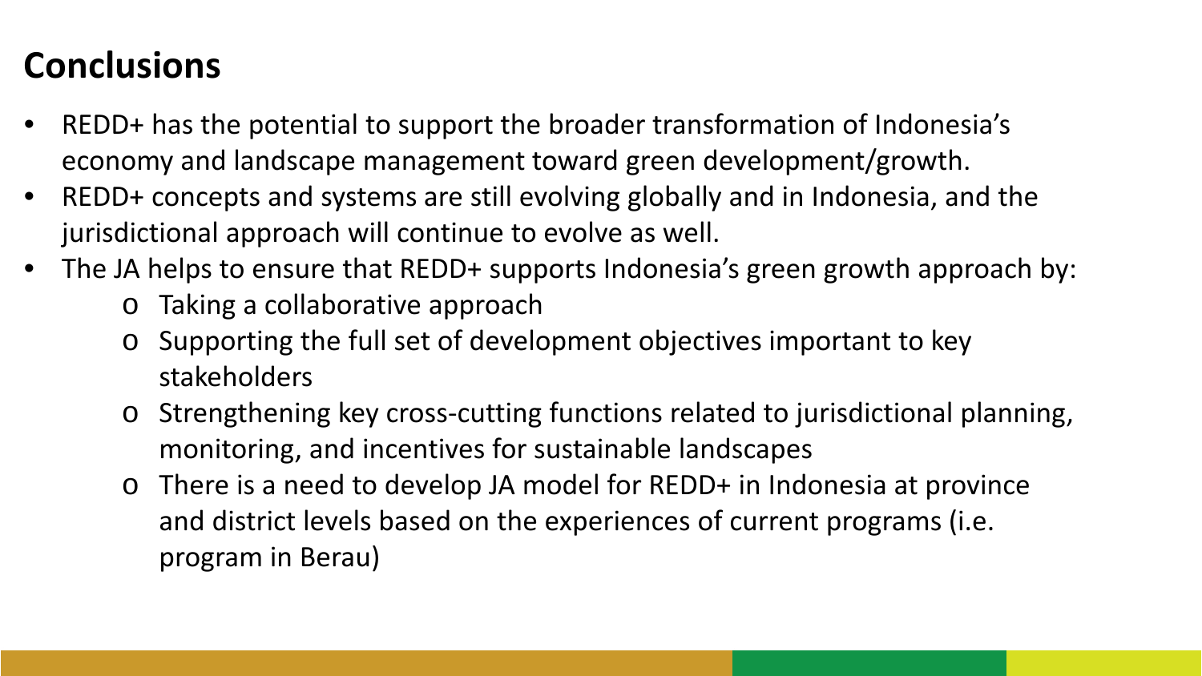# Conclusions

- REDD+ has the potential to support the broader transformation of Indonesia's economy and landscape management toward green development/growth.
- REDD+ concepts and systems are still evolving globally and in Indonesia, and the jurisdictional approach will continue to evolve as well.
- The JA helps to ensure that REDD+ supports Indonesia's green growth approach by:
  - Taking a collaborative approach
  - Supporting the full set of development objectives important to key stakeholders
  - Strengthening key cross-cutting functions related to jurisdictional planning, monitoring, and incentives for sustainable landscapes
  - There is a need to develop JA model for REDD+ in Indonesia at province and district levels based on the experiences of current programs (i.e. program in Berau)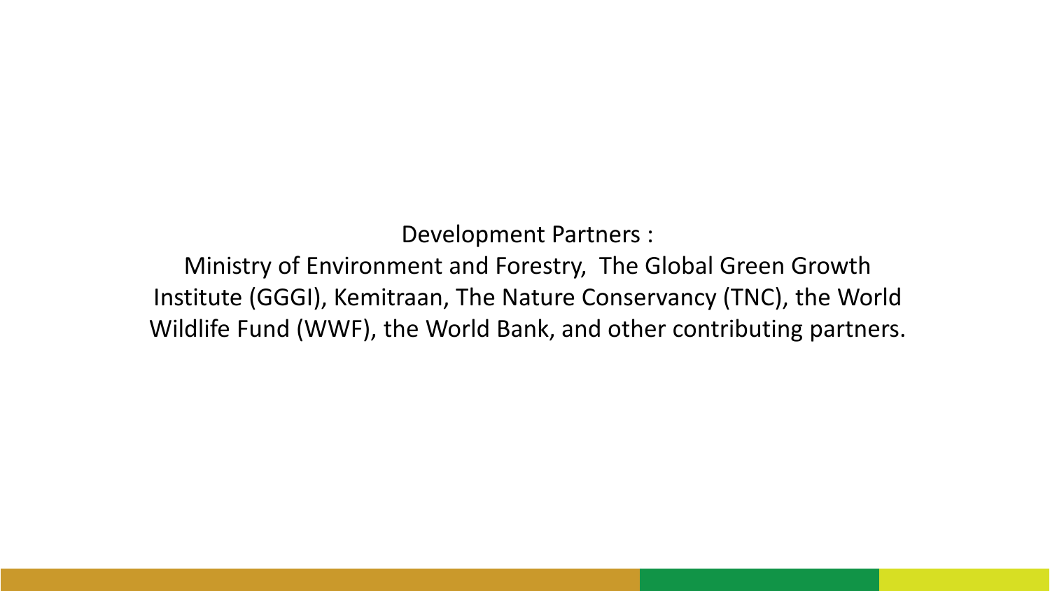Development Partners :

Ministry of Environment and Forestry, The Global Green Growth Institute (GGGI), Kemitraan, The Nature Conservancy (TNC), the World Wildlife Fund (WWF), the World Bank, and other contributing partners.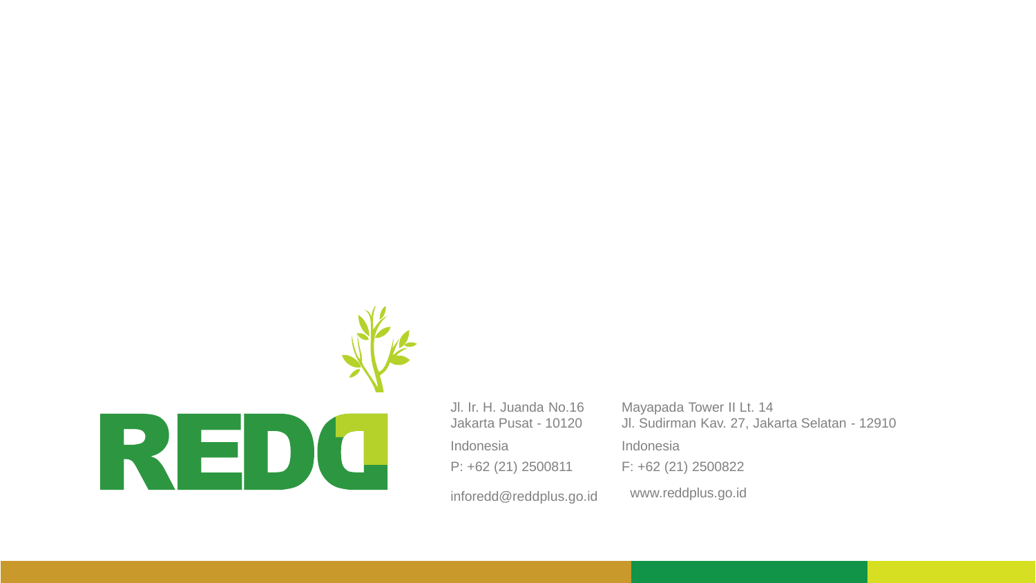REDD

Jl. Ir. H. Juanda No.16
Jakarta Pusat - 10120

Indonesia

P: +62 (21) 2500811

inforedd@reddplus.go.id

Mayapada Tower II Lt. 14
Jl. Sudirman Kav. 27, Jakarta Selatan - 12910

Indonesia

F: +62 (21) 2500822

www.reddplus.go.id